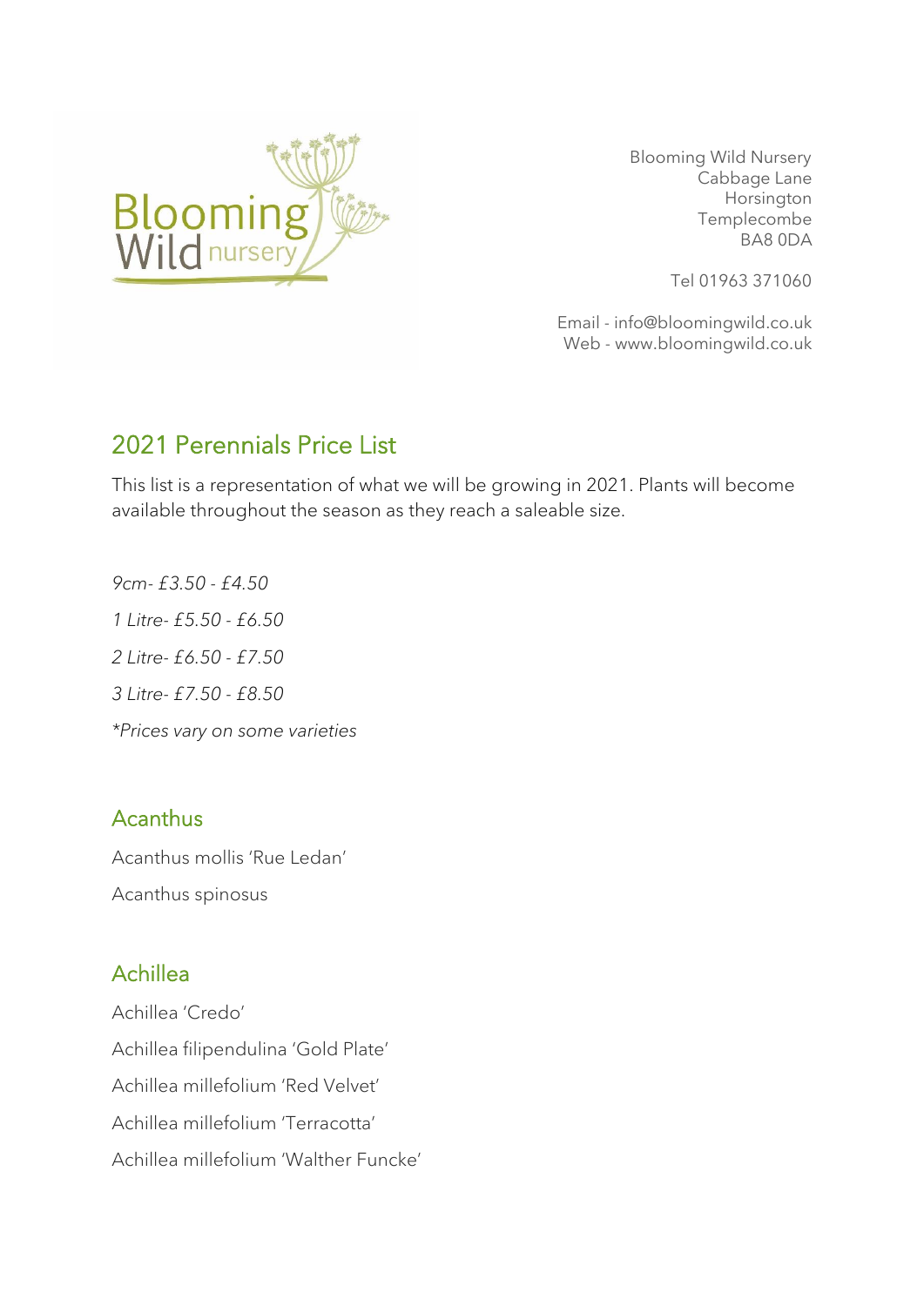Blooming Wild Nursery
Cabbage Lane
Horsington
Templecombe
BA8 0DA

Tel 01963 371060

Email - info@bloomingwild.co.uk
Web - www.bloomingwild.co.uk

## 2021 Perennials Price List

This list is a representation of what we will be growing in 2021. Plants will become available throughout the season as they reach a saleable size.

*9cm- £3.50 - £4.50*

*1 Litre- £5.50 - £6.50*

*2 Litre- £6.50 - £7.50*

*3 Litre- £7.50 - £8.50*

*\*Prices vary on some varieties*

### Acanthus

Acanthus mollis 'Rue Ledan'

Acanthus spinosus

### Achillea

Achillea 'Credo'

Achillea filipendulina 'Gold Plate'

Achillea millefolium 'Red Velvet'

Achillea millefolium 'Terracotta'

Achillea millefolium 'Walther Funcke'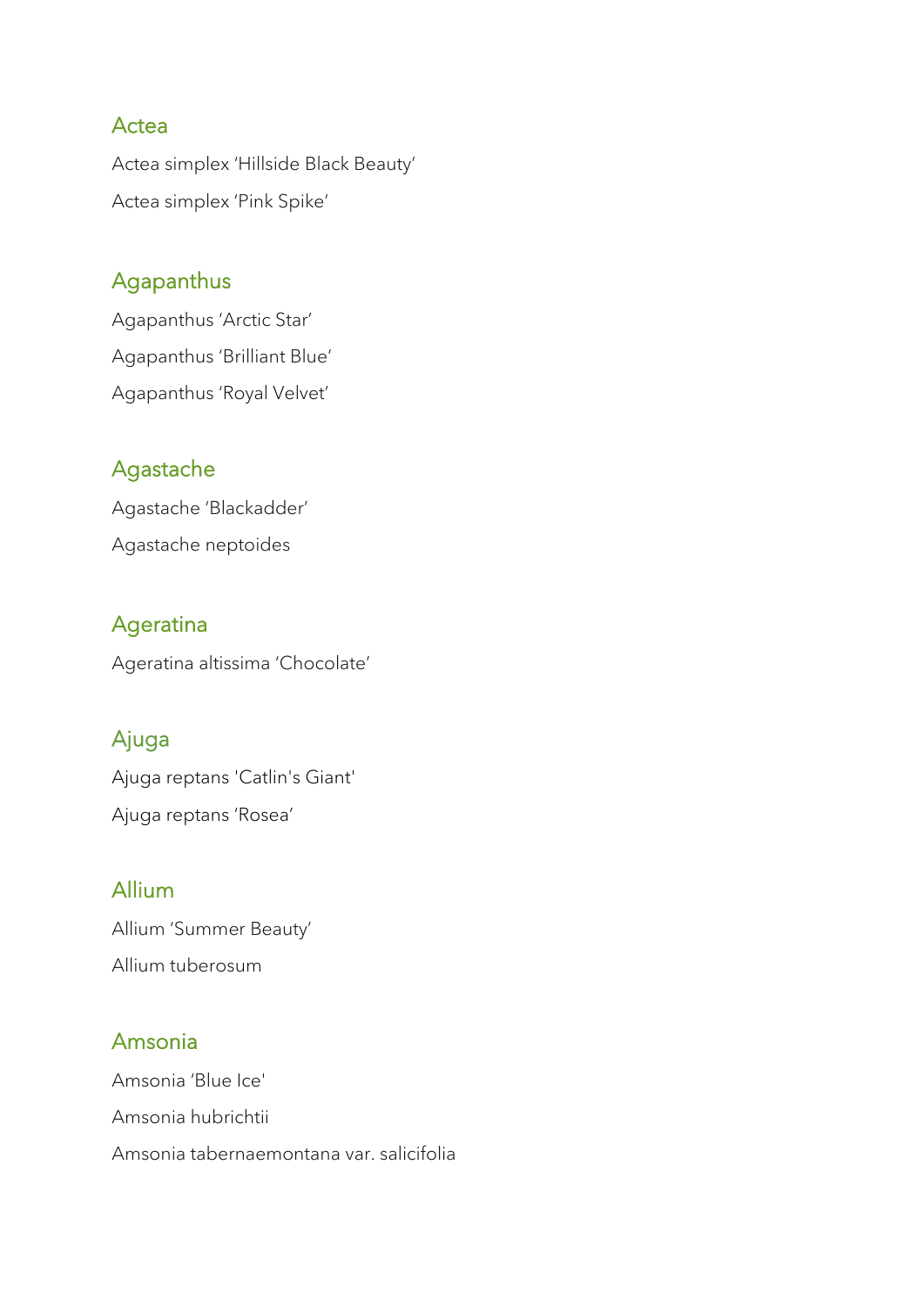## Actea

Actea simplex ‘Hillside Black Beauty’

Actea simplex ‘Pink Spike’

## Agapanthus

Agapanthus ‘Arctic Star’

Agapanthus ‘Brilliant Blue’

Agapanthus ‘Royal Velvet’

## Agastache

Agastache ‘Blackadder’

Agastache neptoides

## Ageratina

Ageratina altissima ‘Chocolate’

## Ajuga

Ajuga reptans 'Catlin's Giant'

Ajuga reptans ‘Rosea’

## Allium

Allium ‘Summer Beauty’

Allium tuberosum

## Amsonia

Amsonia ‘Blue Ice'

Amsonia hubrichtii

Amsonia tabernaemontana var. salicifolia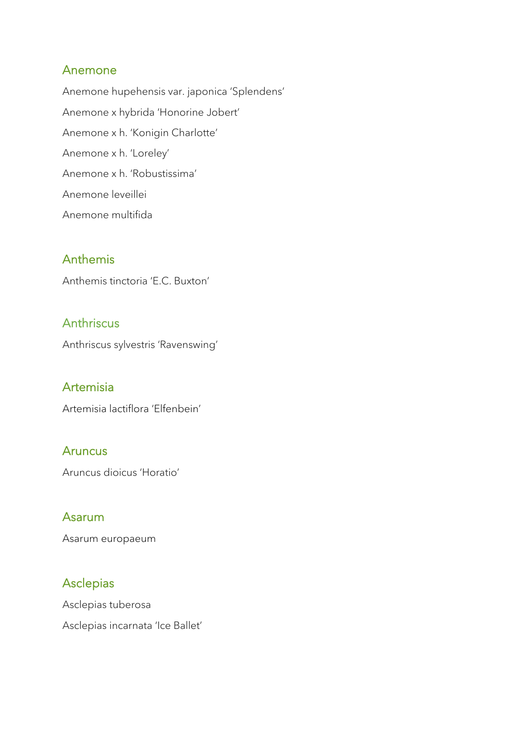## Anemone

Anemone hupehensis var. japonica 'Splendens'

Anemone x hybrida 'Honorine Jobert'

Anemone x h. 'Konigin Charlotte'

Anemone x h. 'Loreley'

Anemone x h. 'Robustissima'

Anemone leveillei

Anemone multifida

## Anthemis

Anthemis tinctoria 'E.C. Buxton'

## Anthriscus

Anthriscus sylvestris 'Ravenswing'

## Artemisia

Artemisia lactiflora 'Elfenbein'

## Aruncus

Aruncus dioicus 'Horatio'

## Asarum

Asarum europaeum

## Asclepias

Asclepias tuberosa

Asclepias incarnata 'Ice Ballet'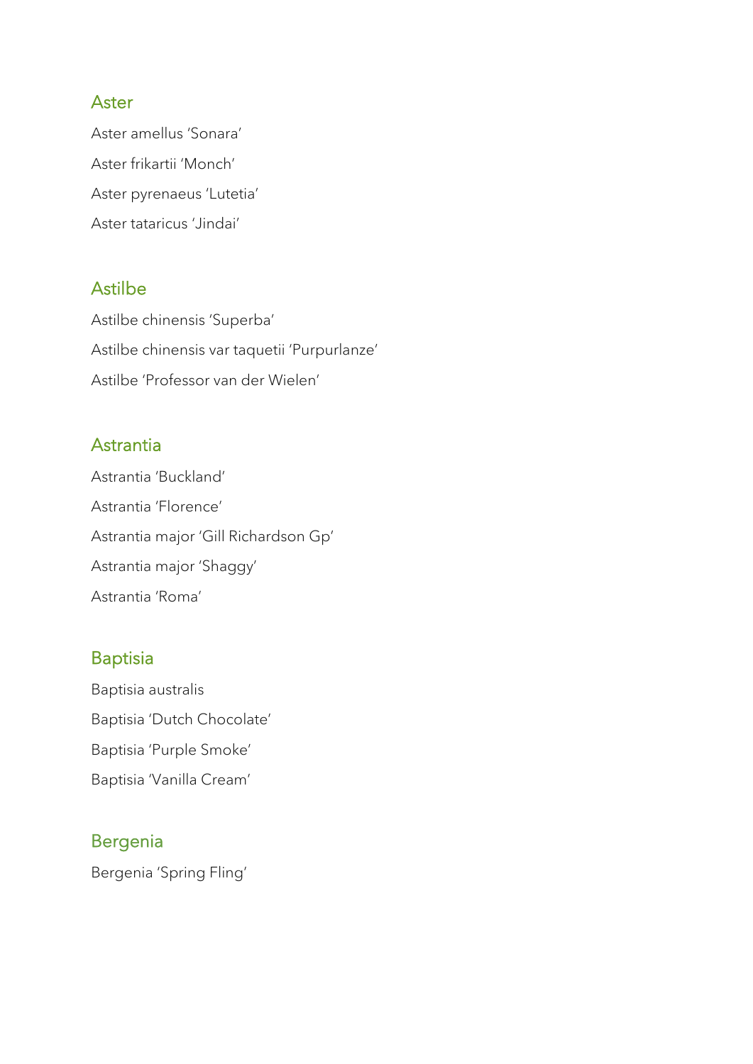## Aster

Aster amellus 'Sonara'

Aster frikartii 'Monch'

Aster pyrenaeus 'Lutetia'

Aster tataricus 'Jindai'

## Astilbe

Astilbe chinensis 'Superba'

Astilbe chinensis var taquetii 'Purpurlanze'

Astilbe 'Professor van der Wielen'

## Astrantia

Astrantia 'Buckland'

Astrantia 'Florence'

Astrantia major 'Gill Richardson Gp'

Astrantia major 'Shaggy'

Astrantia 'Roma'

## Baptisia

Baptisia australis

Baptisia 'Dutch Chocolate'

Baptisia 'Purple Smoke'

Baptisia 'Vanilla Cream'

## Bergenia

Bergenia 'Spring Fling'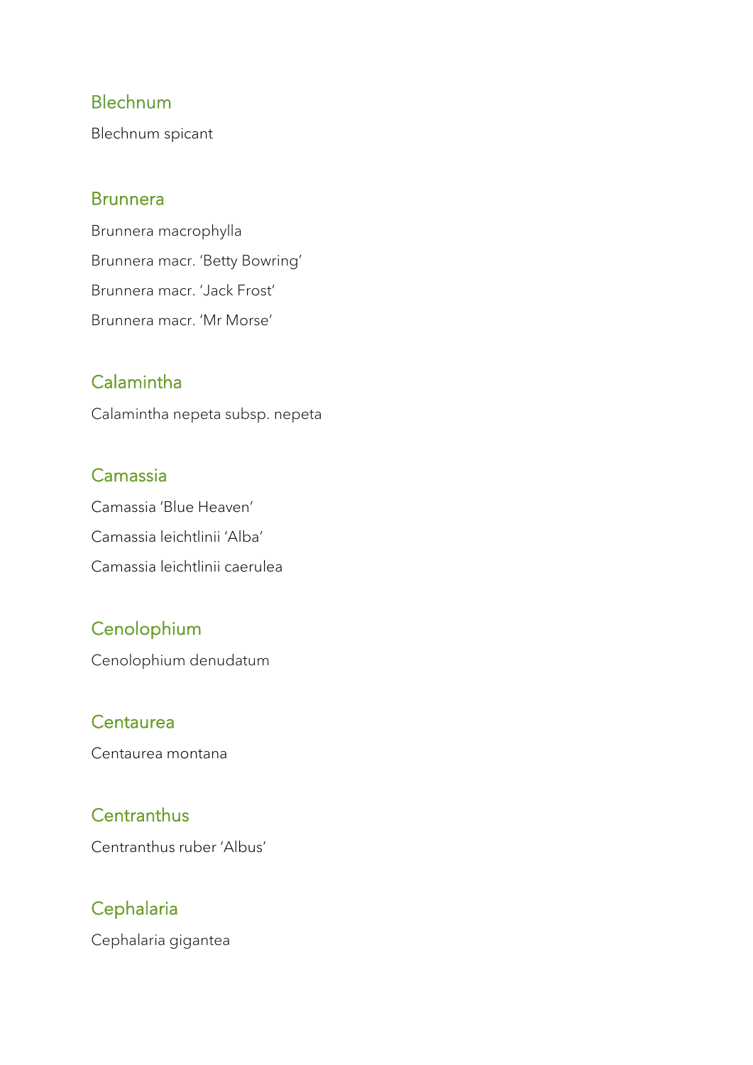## Blechnum

Blechnum spicant

## Brunnera

Brunnera macrophylla

Brunnera macr. 'Betty Bowring'

Brunnera macr. 'Jack Frost'

Brunnera macr. 'Mr Morse'

## Calamintha

Calamintha nepeta subsp. nepeta

## Camassia

Camassia 'Blue Heaven'

Camassia leichtlinii 'Alba'

Camassia leichtlinii caerulea

## Cenolophium

Cenolophium denudatum

## Centaurea

Centaurea montana

## Centranthus

Centranthus ruber 'Albus'

## Cephalaria

Cephalaria gigantea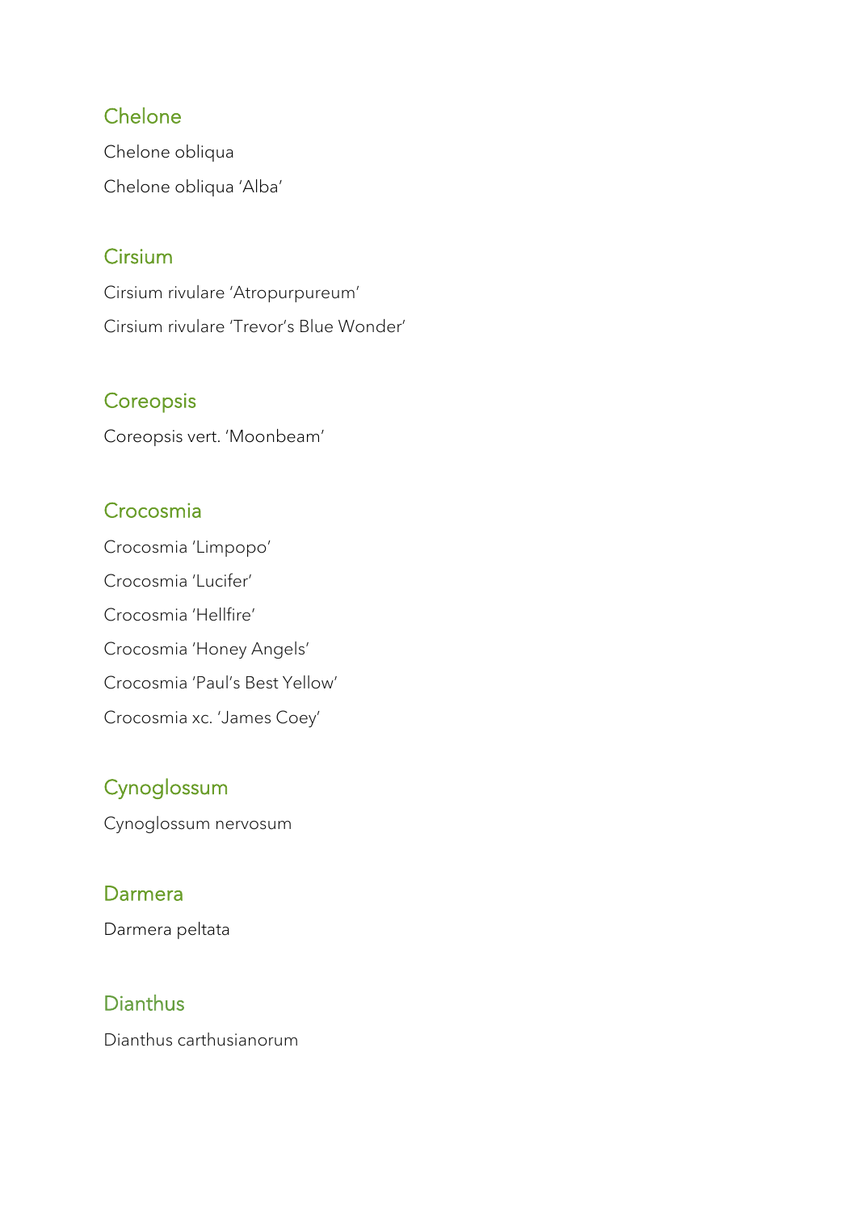## Chelone

Chelone obliqua

Chelone obliqua 'Alba'

## Cirsium

Cirsium rivulare 'Atropurpureum'

Cirsium rivulare 'Trevor's Blue Wonder'

## Coreopsis

Coreopsis vert. 'Moonbeam'

## Crocosmia

Crocosmia 'Limpopo'

Crocosmia 'Lucifer'

Crocosmia 'Hellfire'

Crocosmia 'Honey Angels'

Crocosmia 'Paul's Best Yellow'

Crocosmia xc. 'James Coey'

## Cynoglossum

Cynoglossum nervosum

## Darmera

Darmera peltata

## Dianthus

Dianthus carthusianorum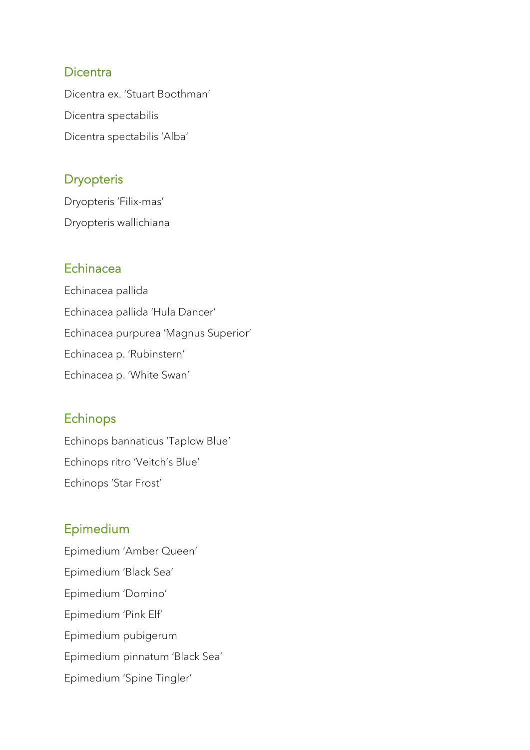## Dicentra

Dicentra ex. 'Stuart Boothman'

Dicentra spectabilis

Dicentra spectabilis 'Alba'

## Dryopteris

Dryopteris 'Filix-mas'

Dryopteris wallichiana

## Echinacea

Echinacea pallida

Echinacea pallida 'Hula Dancer'

Echinacea purpurea 'Magnus Superior'

Echinacea p. 'Rubinstern'

Echinacea p. 'White Swan'

## Echinops

Echinops bannaticus 'Taplow Blue'

Echinops ritro 'Veitch's Blue'

Echinops 'Star Frost'

## Epimedium

Epimedium 'Amber Queen'

Epimedium 'Black Sea'

Epimedium 'Domino'

Epimedium 'Pink Elf'

Epimedium pubigerum

Epimedium pinnatum 'Black Sea'

Epimedium 'Spine Tingler'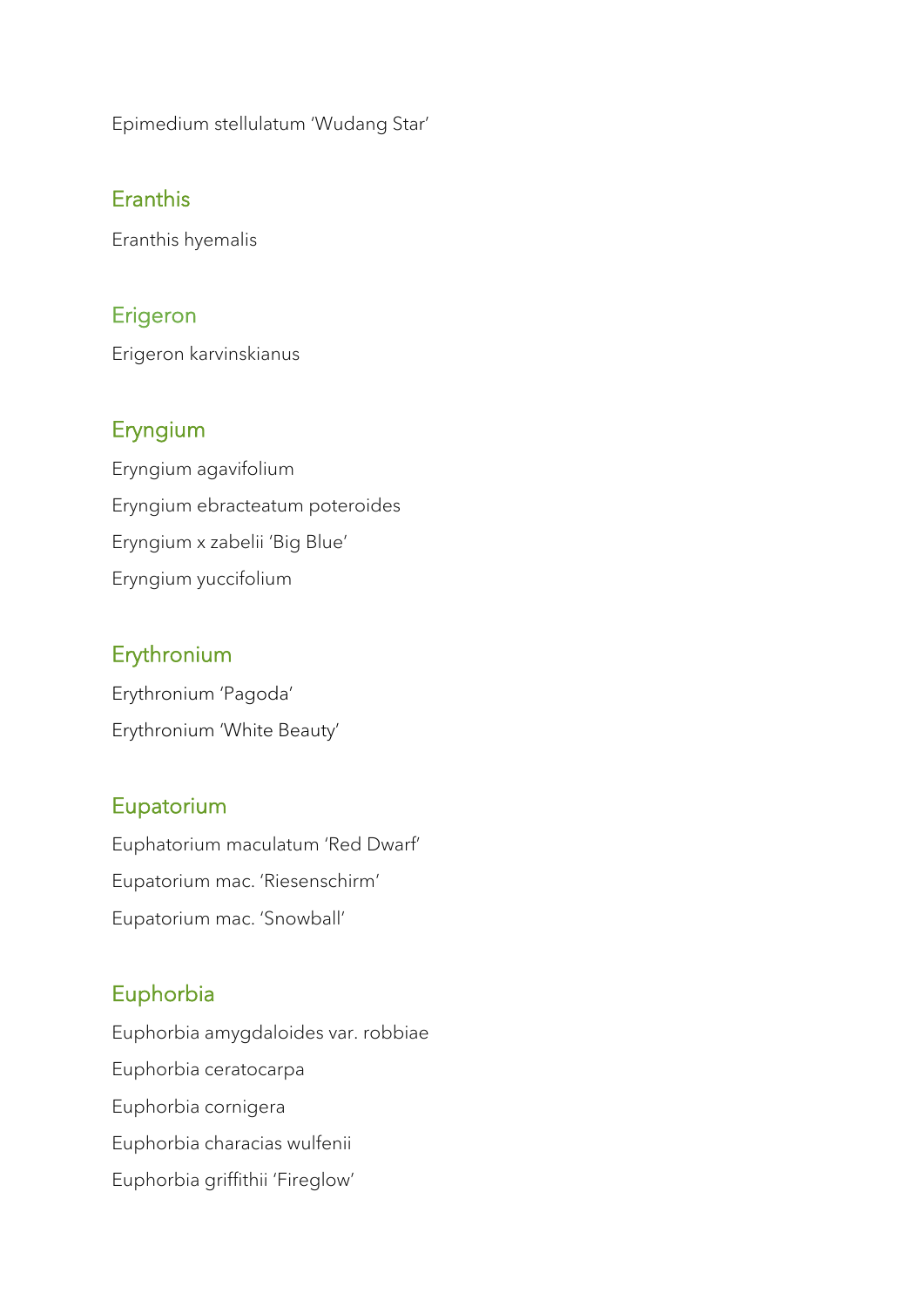Epimedium stellulatum 'Wudang Star'

## Eranthis

Eranthis hyemalis

## Erigeron

Erigeron karvinskianus

## Eryngium

Eryngium agavifolium

Eryngium ebracteatum poteroides

Eryngium x zabelii 'Big Blue'

Eryngium yuccifolium

## Erythronium

Erythronium 'Pagoda'

Erythronium 'White Beauty'

## Eupatorium

Euphatorium maculatum 'Red Dwarf'

Eupatorium mac. 'Riesenschirm'

Eupatorium mac. 'Snowball'

## Euphorbia

Euphorbia amygdaloides var. robbiae

Euphorbia ceratocarpa

Euphorbia cornigera

Euphorbia characias wulfenii

Euphorbia griffithii 'Fireglow'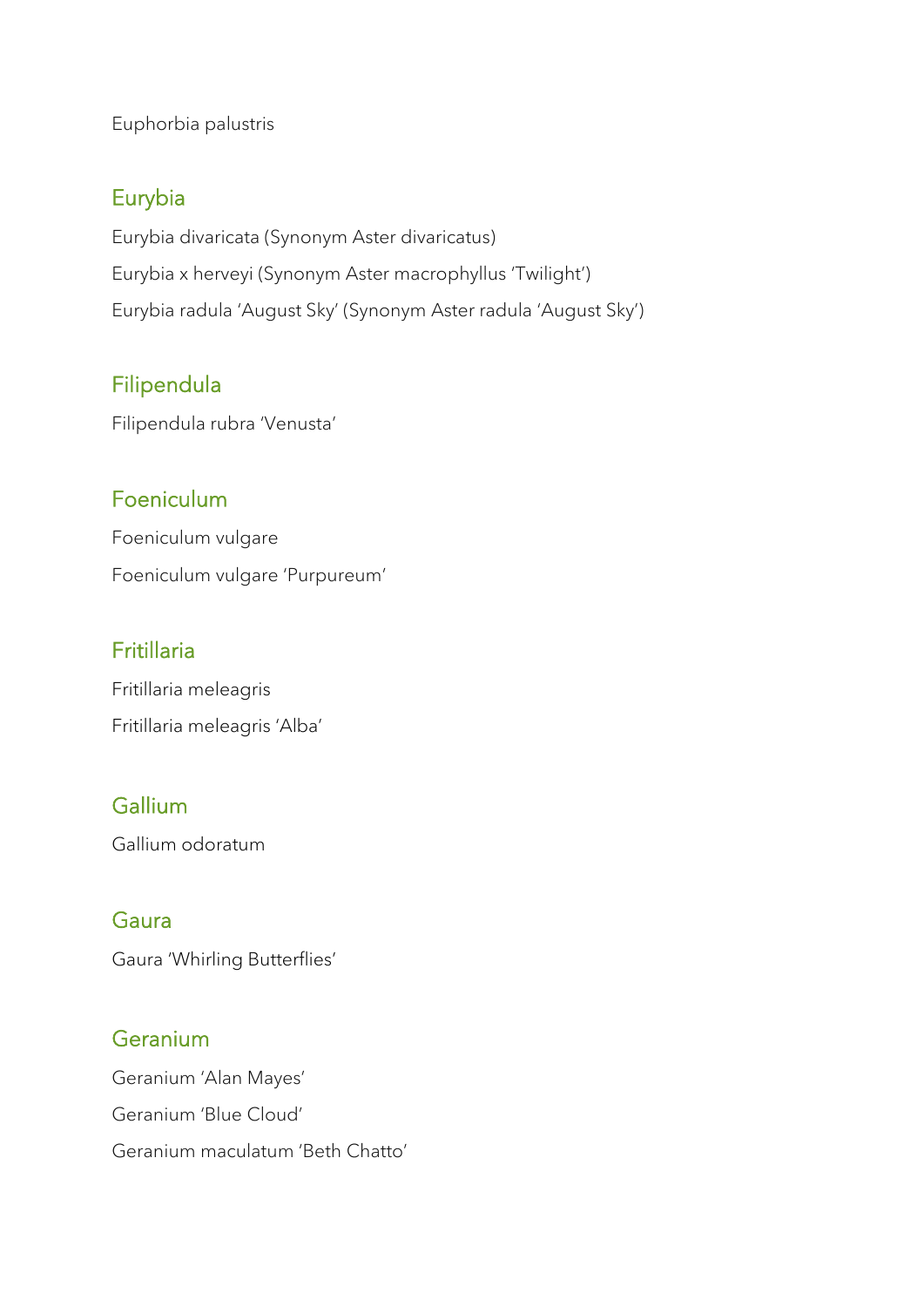Euphorbia palustris

## Eurybia

Eurybia divaricata (Synonym Aster divaricatus)

Eurybia x herveyi (Synonym Aster macrophyllus 'Twilight')

Eurybia radula 'August Sky' (Synonym Aster radula 'August Sky')

## Filipendula

Filipendula rubra 'Venusta'

## Foeniculum

Foeniculum vulgare

Foeniculum vulgare 'Purpureum'

## Fritillaria

Fritillaria meleagris

Fritillaria meleagris 'Alba'

## Gallium

Gallium odoratum

## Gaura

Gaura 'Whirling Butterflies'

## Geranium

Geranium 'Alan Mayes'

Geranium 'Blue Cloud'

Geranium maculatum 'Beth Chatto'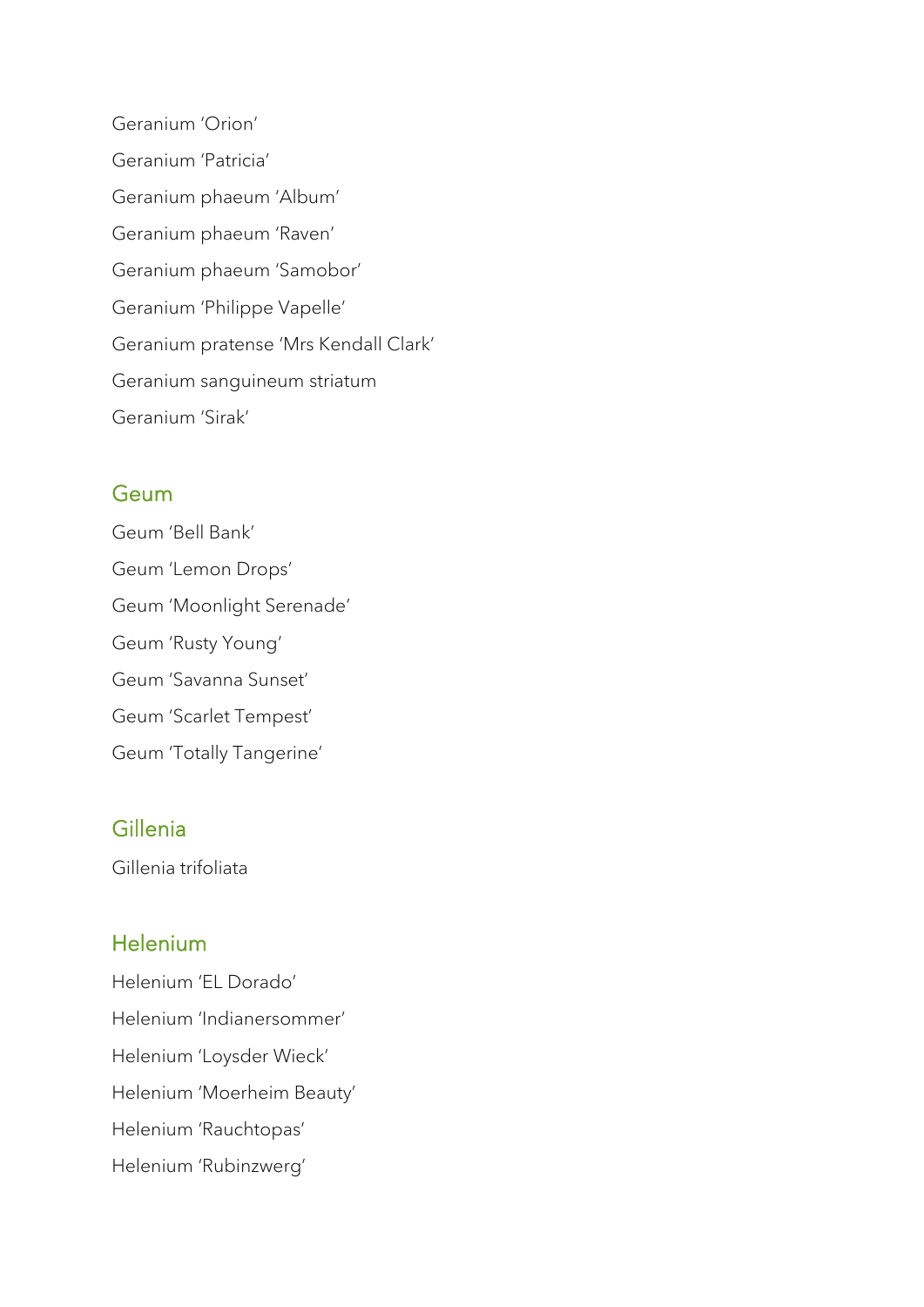Geranium 'Orion'

Geranium 'Patricia'

Geranium phaeum 'Album'

Geranium phaeum 'Raven'

Geranium phaeum 'Samobor'

Geranium 'Philippe Vapelle'

Geranium pratense 'Mrs Kendall Clark'

Geranium sanguineum striatum

Geranium 'Sirak'

## Geum

Geum 'Bell Bank'

Geum 'Lemon Drops'

Geum 'Moonlight Serenade'

Geum 'Rusty Young'

Geum 'Savanna Sunset'

Geum 'Scarlet Tempest'

Geum 'Totally Tangerine'

## Gillenia

Gillenia trifoliata

## Helenium

Helenium 'EL Dorado'

Helenium 'Indianersommer'

Helenium 'Loysder Wieck'

Helenium 'Moerheim Beauty'

Helenium 'Rauchtopas'

Helenium 'Rubinzwerg'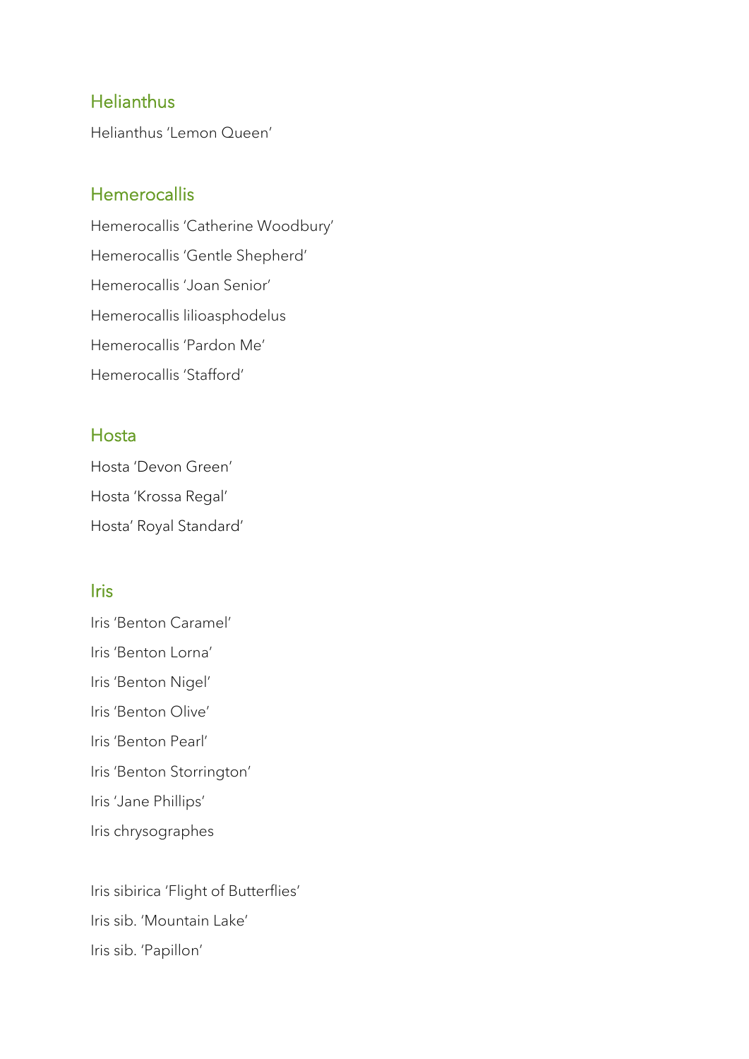## Helianthus

Helianthus 'Lemon Queen'

## Hemerocallis

Hemerocallis 'Catherine Woodbury'

Hemerocallis 'Gentle Shepherd'

Hemerocallis 'Joan Senior'

Hemerocallis lilioasphodelus

Hemerocallis 'Pardon Me'

Hemerocallis 'Stafford'

## Hosta

Hosta 'Devon Green'

Hosta 'Krossa Regal'

Hosta' Royal Standard'

## Iris

Iris 'Benton Caramel'

Iris 'Benton Lorna'

Iris 'Benton Nigel'

Iris 'Benton Olive'

Iris 'Benton Pearl'

Iris 'Benton Storrington'

Iris 'Jane Phillips'

Iris chrysographes

Iris sibirica 'Flight of Butterflies'

Iris sib. 'Mountain Lake'

Iris sib. 'Papillon'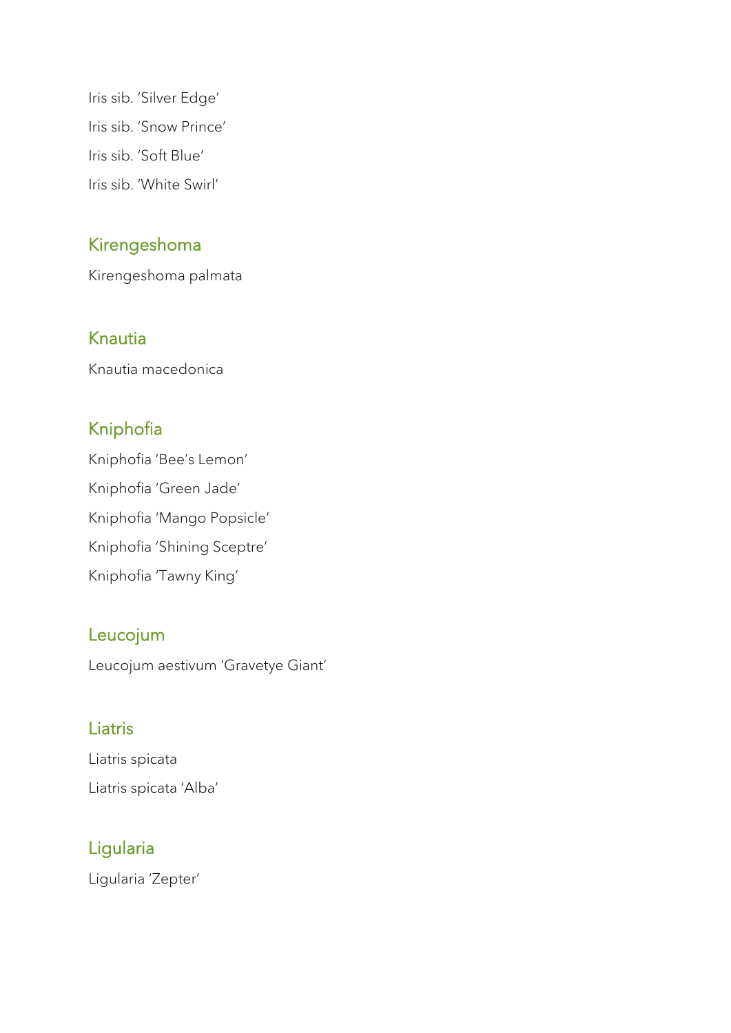Iris sib. 'Silver Edge'

Iris sib. 'Snow Prince'

Iris sib. 'Soft Blue'

Iris sib. 'White Swirl'

## Kirengeshoma

Kirengeshoma palmata

## Knautia

Knautia macedonica

## Kniphofia

Kniphofia 'Bee's Lemon'

Kniphofia 'Green Jade'

Kniphofia 'Mango Popsicle'

Kniphofia 'Shining Sceptre'

Kniphofia 'Tawny King'

## Leucojum

Leucojum aestivum 'Gravetye Giant'

## Liatris

Liatris spicata

Liatris spicata 'Alba'

## Ligularia

Ligularia 'Zepter'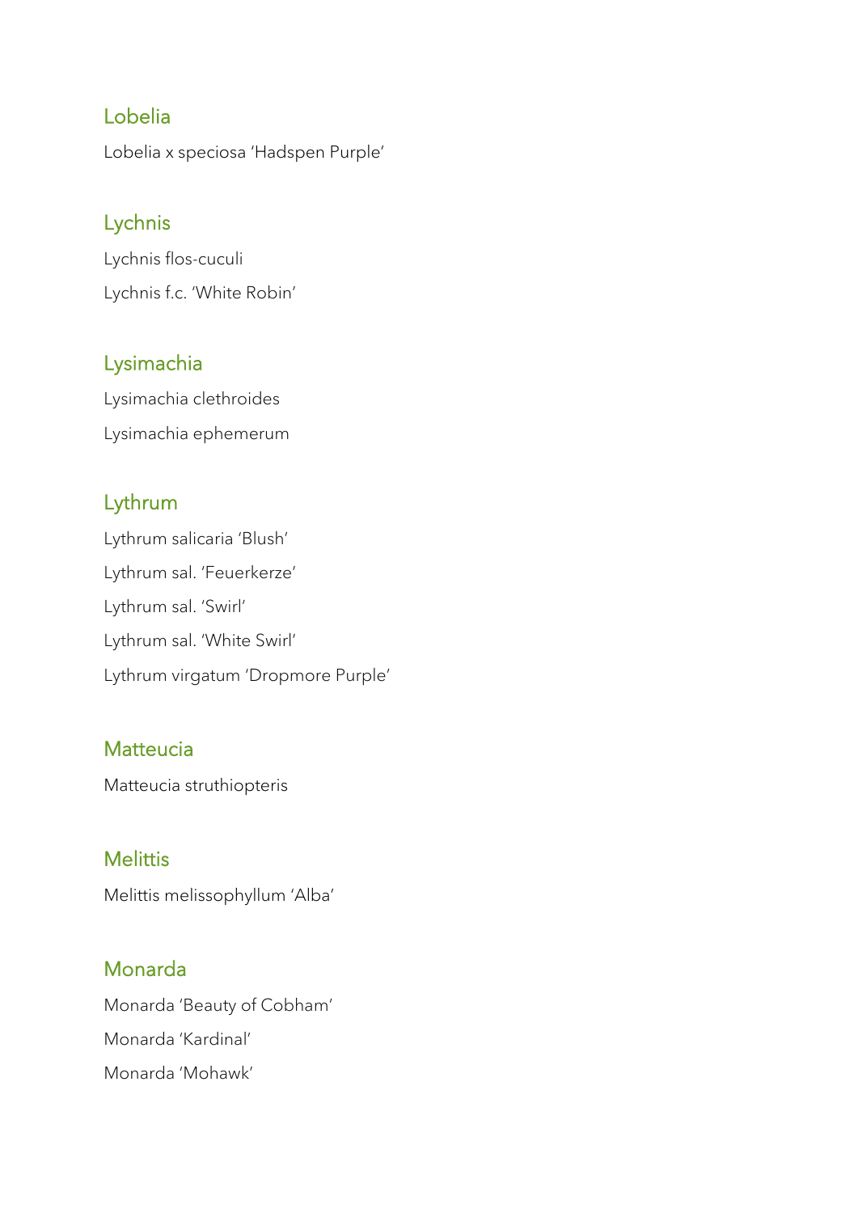## Lobelia

Lobelia x speciosa 'Hadspen Purple'

## Lychnis

Lychnis flos-cuculi

Lychnis f.c. 'White Robin'

## Lysimachia

Lysimachia clethroides

Lysimachia ephemerum

## Lythrum

Lythrum salicaria 'Blush'

Lythrum sal. 'Feuerkerze'

Lythrum sal. 'Swirl'

Lythrum sal. 'White Swirl'

Lythrum virgatum 'Dropmore Purple'

## Matteucia

Matteucia struthiopteris

## Melittis

Melittis melissophyllum 'Alba'

## Monarda

Monarda 'Beauty of Cobham'

Monarda 'Kardinal'

Monarda 'Mohawk'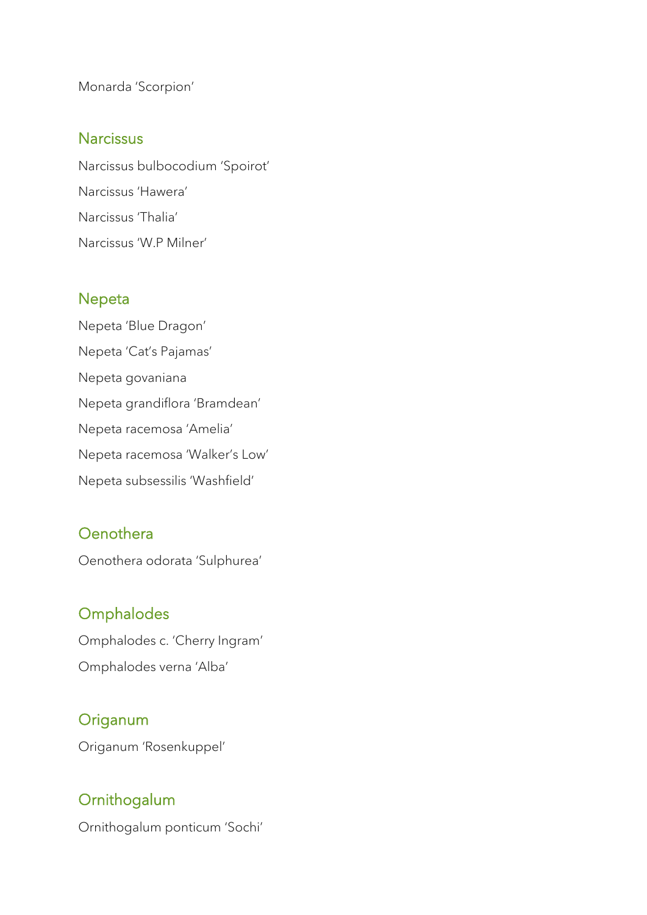Monarda ‘Scorpion’

## Narcissus

Narcissus bulbocodium ‘Spoirot’

Narcissus ‘Hawera’

Narcissus ‘Thalia’

Narcissus ‘W.P Milner’

## Nepeta

Nepeta ‘Blue Dragon’

Nepeta ‘Cat’s Pajamas’

Nepeta govaniana

Nepeta grandiflora ‘Bramdean’

Nepeta racemosa ‘Amelia’

Nepeta racemosa ‘Walker’s Low’

Nepeta subsessilis ‘Washfield’

## Oenothera

Oenothera odorata ‘Sulphurea’

## Omphalodes

Omphalodes c. ‘Cherry Ingram’

Omphalodes verna ‘Alba’

## Origanum

Origanum ‘Rosenkuppel’

## Ornithogalum

Ornithogalum ponticum ‘Sochi’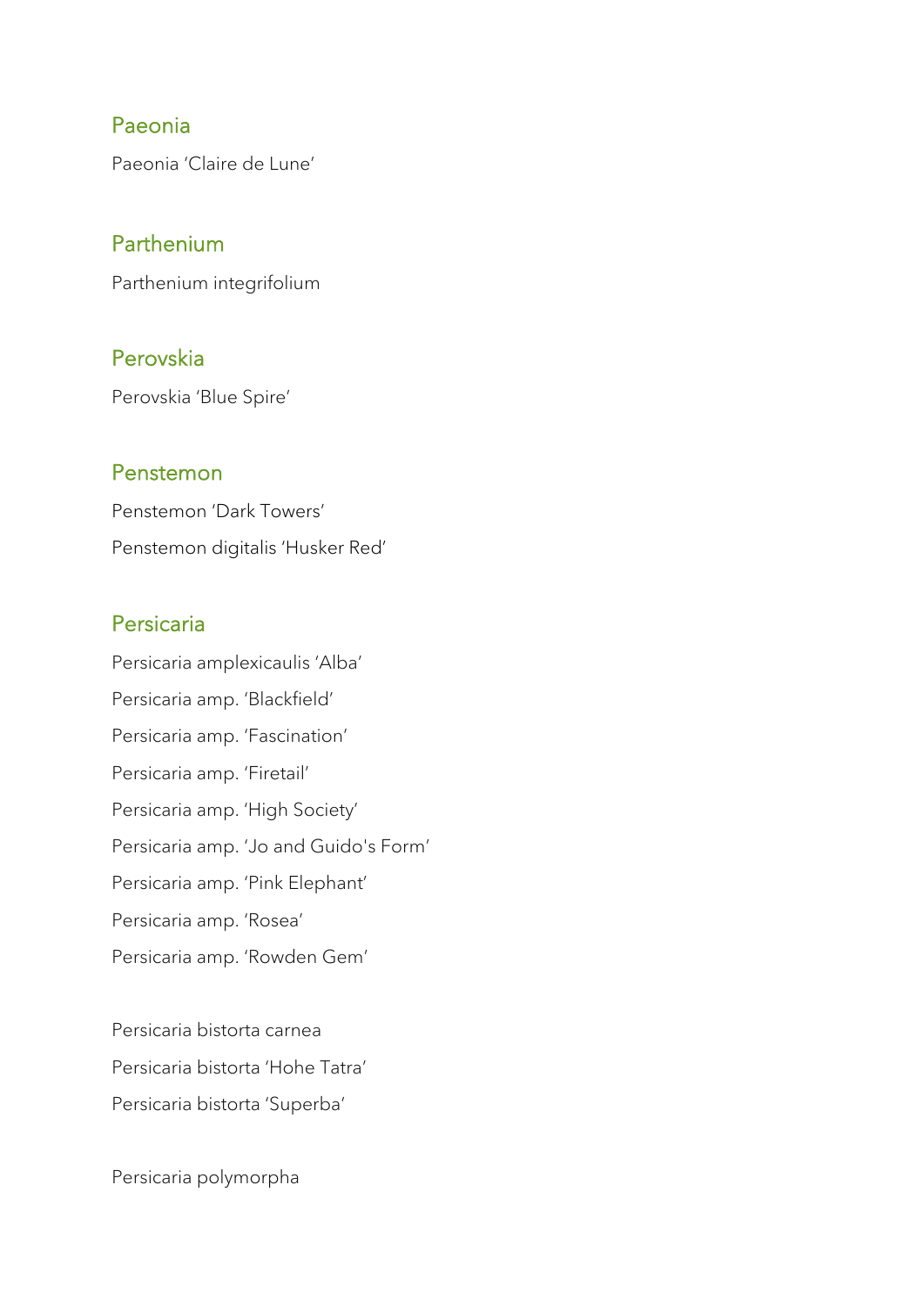## Paeonia

Paeonia 'Claire de Lune'

## Parthenium

Parthenium integrifolium

## Perovskia

Perovskia 'Blue Spire'

## Penstemon

Penstemon 'Dark Towers'

Penstemon digitalis 'Husker Red'

## Persicaria

Persicaria amplexicaulis 'Alba'

Persicaria amp. 'Blackfield'

Persicaria amp. 'Fascination'

Persicaria amp. 'Firetail'

Persicaria amp. 'High Society'

Persicaria amp. 'Jo and Guido's Form'

Persicaria amp. 'Pink Elephant'

Persicaria amp. 'Rosea'

Persicaria amp. 'Rowden Gem'

Persicaria bistorta carnea

Persicaria bistorta 'Hohe Tatra'

Persicaria bistorta 'Superba'

Persicaria polymorpha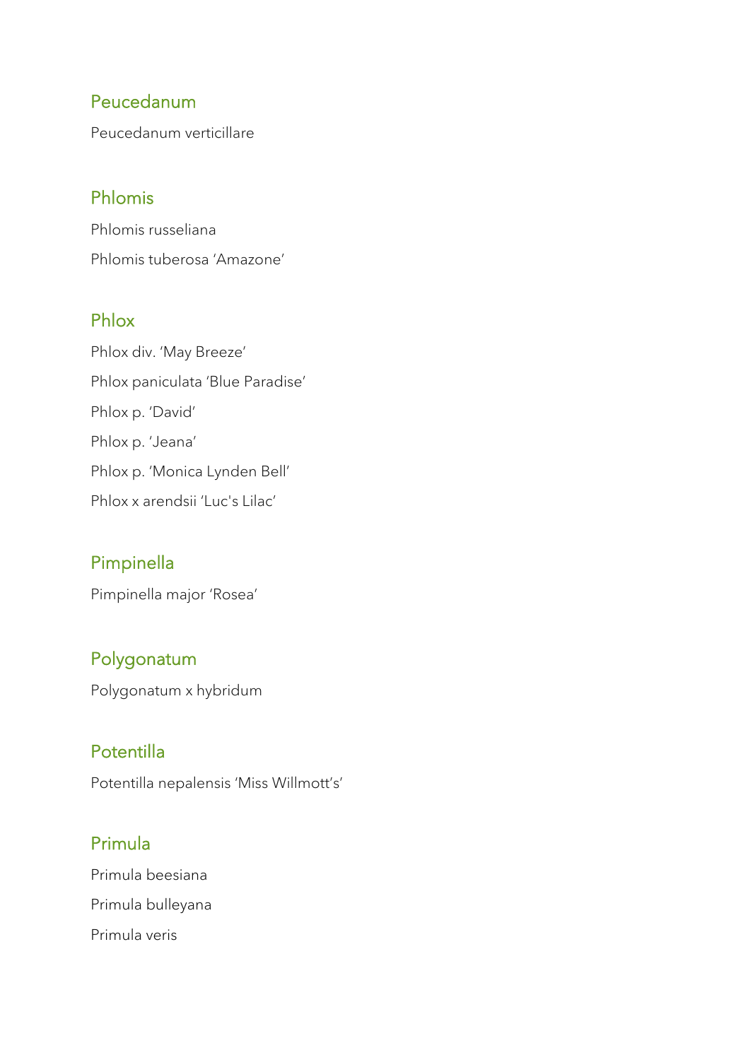## Peucedanum

Peucedanum verticillare

## Phlomis

Phlomis russeliana

Phlomis tuberosa ‘Amazone’

## Phlox

Phlox div. ‘May Breeze’

Phlox paniculata ‘Blue Paradise’

Phlox p. ‘David’

Phlox p. ‘Jeana’

Phlox p. ‘Monica Lynden Bell’

Phlox x arendsii ‘Luc's Lilac’

## Pimpinella

Pimpinella major ‘Rosea’

## Polygonatum

Polygonatum x hybridum

## Potentilla

Potentilla nepalensis ‘Miss Willmott’s’

## Primula

Primula beesiana

Primula bulleyana

Primula veris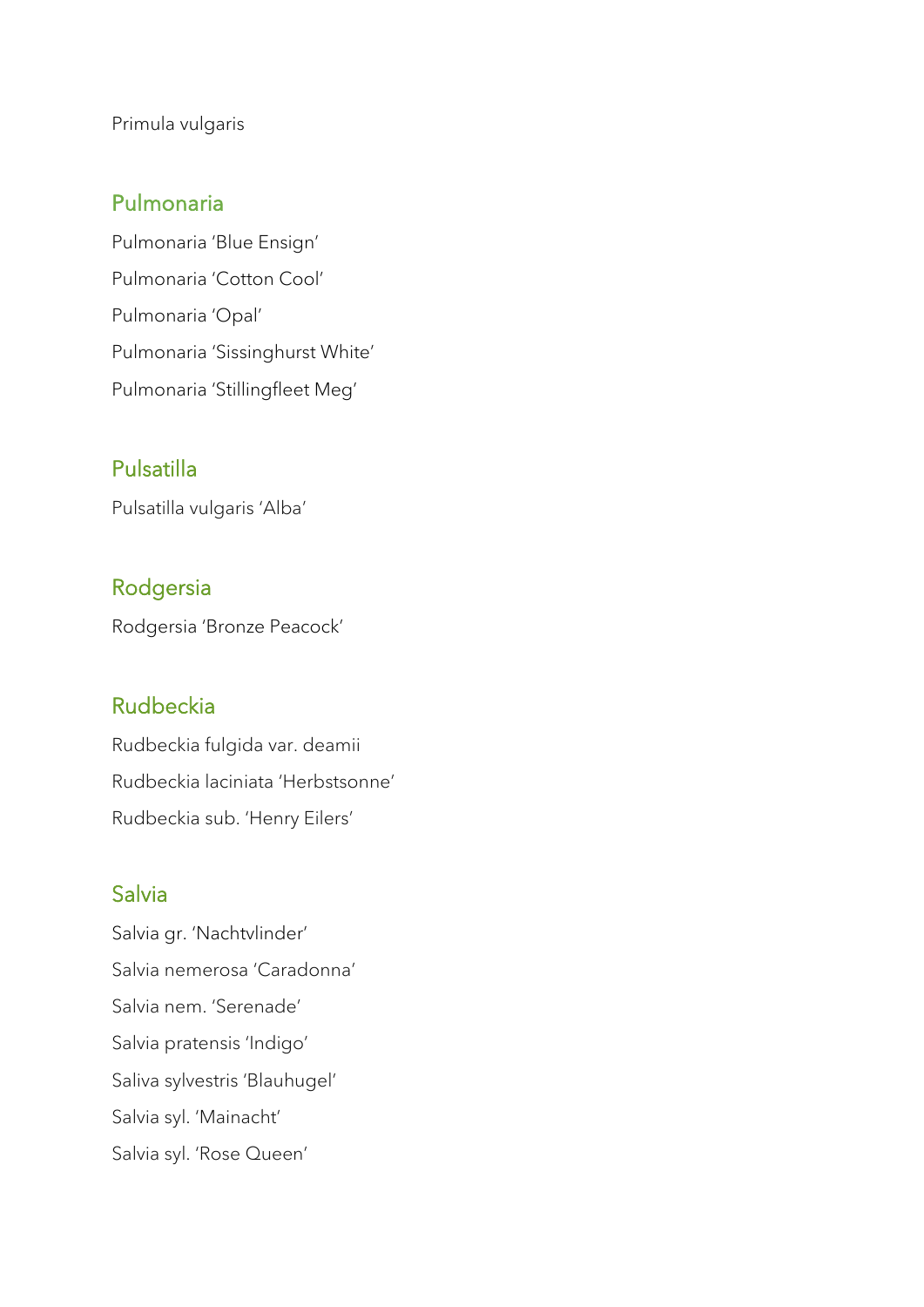Primula vulgaris

## Pulmonaria

Pulmonaria 'Blue Ensign'

Pulmonaria 'Cotton Cool'

Pulmonaria 'Opal'

Pulmonaria 'Sissinghurst White'

Pulmonaria 'Stillingfleet Meg'

## Pulsatilla

Pulsatilla vulgaris 'Alba'

## Rodgersia

Rodgersia 'Bronze Peacock'

## Rudbeckia

Rudbeckia fulgida var. deamii

Rudbeckia laciniata 'Herbstsonne'

Rudbeckia sub. 'Henry Eilers'

## Salvia

Salvia gr. 'Nachtvlinder'

Salvia nemerosa 'Caradonna'

Salvia nem. 'Serenade'

Salvia pratensis 'Indigo'

Saliva sylvestris 'Blauhugel'

Salvia syl. 'Mainacht'

Salvia syl. 'Rose Queen'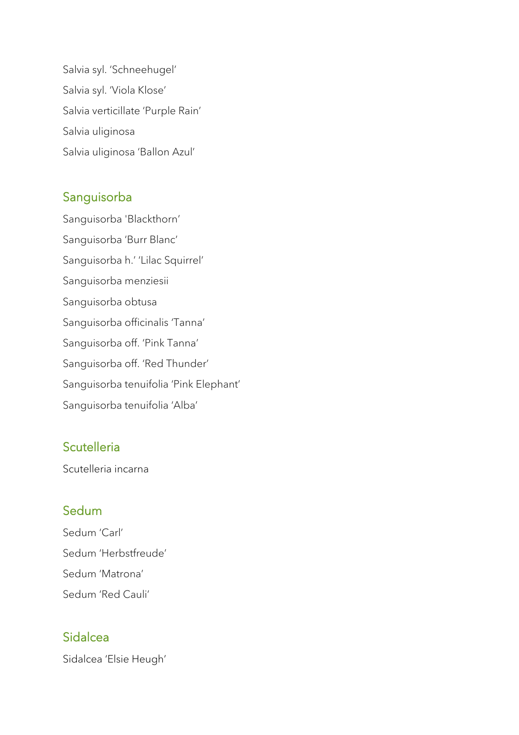Salvia syl. 'Schneehugel'

Salvia syl. 'Viola Klose'

Salvia verticillate 'Purple Rain'

Salvia uliginosa

Salvia uliginosa 'Ballon Azul'

## Sanguisorba

Sanguisorba 'Blackthorn'

Sanguisorba 'Burr Blanc'

Sanguisorba h.' 'Lilac Squirrel'

Sanguisorba menziesii

Sanguisorba obtusa

Sanguisorba officinalis 'Tanna'

Sanguisorba off. 'Pink Tanna'

Sanguisorba off. 'Red Thunder'

Sanguisorba tenuifolia 'Pink Elephant'

Sanguisorba tenuifolia 'Alba'

## Scutelleria

Scutelleria incarna

## Sedum

Sedum 'Carl'

Sedum 'Herbstfreude'

Sedum 'Matrona'

Sedum 'Red Cauli'

## Sidalcea

Sidalcea 'Elsie Heugh'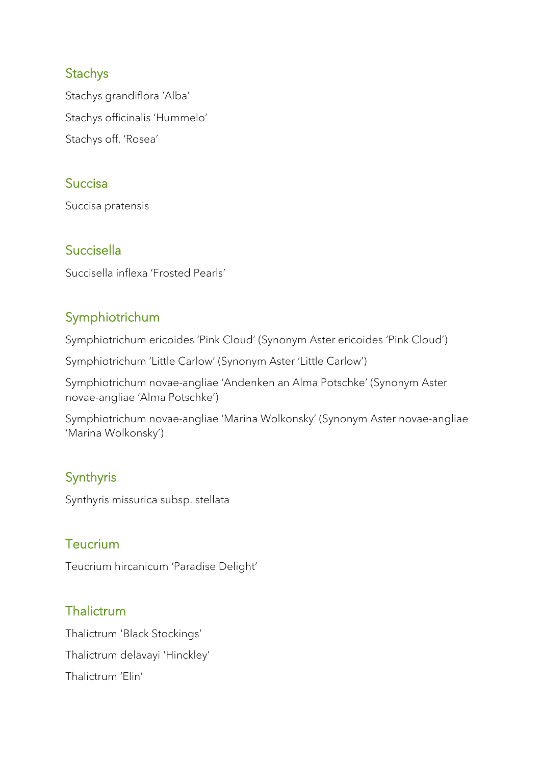## Stachys

Stachys grandiflora ‘Alba’

Stachys officinalis ‘Hummelo’

Stachys off. ‘Rosea’

## Succisa

Succisa pratensis

## Succisella

Succisella inflexa ‘Frosted Pearls’

## Symphiotrichum

Symphiotrichum ericoides ‘Pink Cloud’ (Synonym Aster ericoides ‘Pink Cloud’)

Symphiotrichum ‘Little Carlow’ (Synonym Aster ‘Little Carlow’)

Symphiotrichum novae-angliae ‘Andenken an Alma Potschke’ (Synonym Aster novae-angliae ‘Alma Potschke’)

Symphiotrichum novae-angliae ‘Marina Wolkonsky’ (Synonym Aster novae-angliae ‘Marina Wolkonsky’)

## Synthyris

Synthyris missurica subsp. stellata

## Teucrium

Teucrium hircanicum ‘Paradise Delight’

## Thalictrum

Thalictrum 'Black Stockings’

Thalictrum delavayi 'Hinckley’

Thalictrum ‘Elin’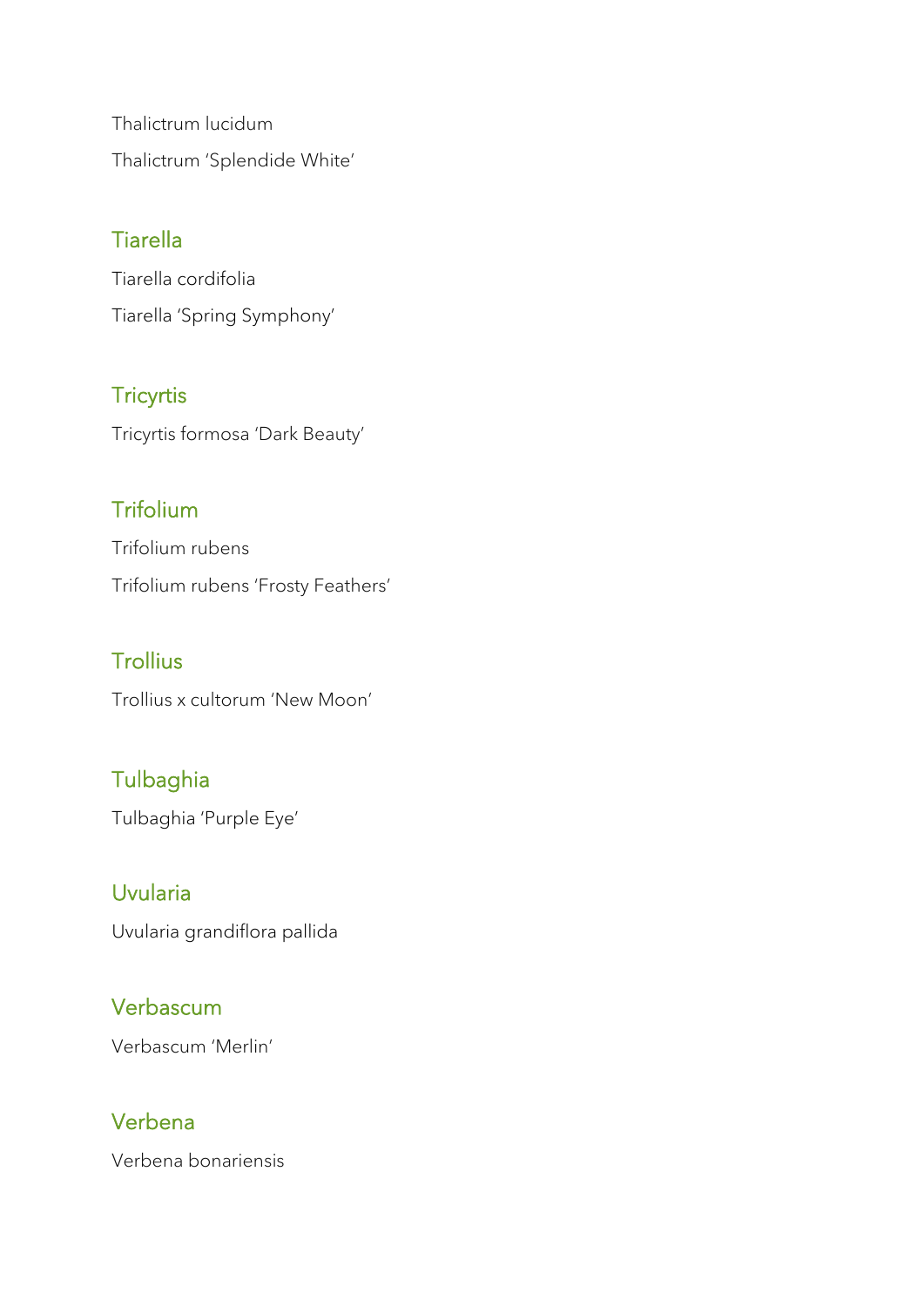Thalictrum lucidum

Thalictrum 'Splendide White'

## Tiarella

Tiarella cordifolia

Tiarella 'Spring Symphony'

## Tricyrtis

Tricyrtis formosa 'Dark Beauty'

## Trifolium

Trifolium rubens

Trifolium rubens 'Frosty Feathers'

## Trollius

Trollius x cultorum 'New Moon'

## Tulbaghia

Tulbaghia 'Purple Eye'

## Uvularia

Uvularia grandiflora pallida

## Verbascum

Verbascum 'Merlin'

## Verbena

Verbena bonariensis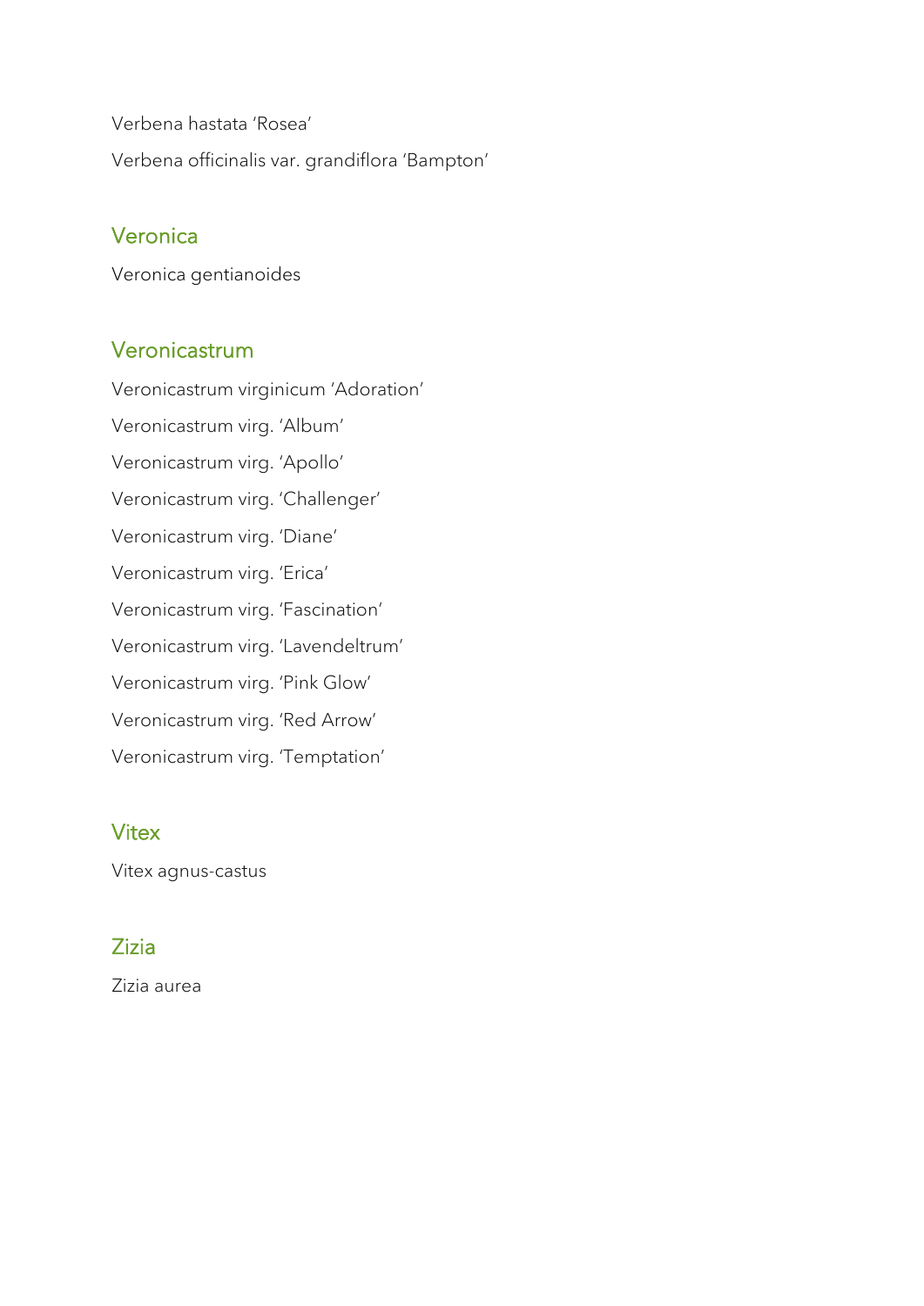Verbena hastata ‘Rosea’

Verbena officinalis var. grandiflora ‘Bampton’

## Veronica

Veronica gentianoides

## Veronicastrum

Veronicastrum virginicum ‘Adoration’

Veronicastrum virg. ‘Album’

Veronicastrum virg. ‘Apollo’

Veronicastrum virg. ‘Challenger’

Veronicastrum virg. ‘Diane’

Veronicastrum virg. ‘Erica’

Veronicastrum virg. ‘Fascination’

Veronicastrum virg. ‘Lavendeltrum’

Veronicastrum virg. ‘Pink Glow’

Veronicastrum virg. ‘Red Arrow’

Veronicastrum virg. ‘Temptation’

## Vitex

Vitex agnus-castus

## Zizia

Zizia aurea